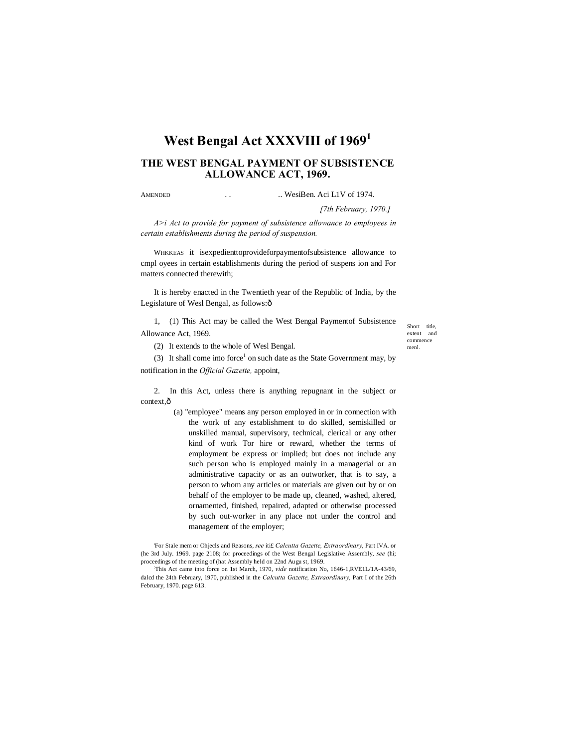# West Bengal Act XXXVIII of 1969[1]

## THE WEST BENGAL PAYMENT OF SUBSISTENCE ALLOWANCE ACT, 1969.

AMENDED . . .. WesiBen. Aci L1V of 1974.

*[7th February, 1970.]*

*A>i Act to provide for payment of subsistence allowance to employees in certain establishments during the period of suspension.*

WHKKEAS it isexpedienttoprovideforpaymentofsubsistence allowance to cmpl oyees in certain establishments during the period of suspens ion and For matters connected therewith;

It is hereby enacted in the Twentieth year of the Republic of India, by the Legislature of Wesl Bengal, as follows:ô

Short title, extent and commence menl.

1, (1) This Act may be called the West Bengal Paymentof Subsistence Allowance Act, 1969.

(2) It extends to the whole of Wesl Bengal.

(3) It shall come into force[1] on such date as the State Government may, by notification in the *Official Gazette,* appoint,

2. In this Act, unless there is anything repugnant in the subject or context,ô

(a) "employee" means any person employed in or in connection with the work of any establishment to do skilled, semiskilled or unskilled manual, supervisory, technical, clerical or any other kind of work Tor hire or reward, whether the terms of employment be express or implied; but does not include any such person who is employed mainly in a managerial or an administrative capacity or as an outworker, that is to say, a person to whom any articles or materials are given out by or on behalf of the employer to be made up, cleaned, washed, altered, ornamented, finished, repaired, adapted or otherwise processed by such out-worker in any place not under the control and management of the employer;

'For Stale mem or Ohjecls and Reasons, *see* iti£ *Calcutta Gazette, Extraordinary,* Part IVA. or (he 3rd July. 1969. page 2108; for proceedings of the West Bengal Legislative Assembly, *see* (hi; proceedings of the meeting of (hat Assembly held on 22nd Augu st, 1969.

:This Act came into force on 1st March, 1970, *vide* notification No, 1646-1,RVE1L/1A-43/69, dalcd the 24th February, 1970, published in the *Calcutta Gazette, Extraordinary,* Part I of the 26th February, 1970. page 613.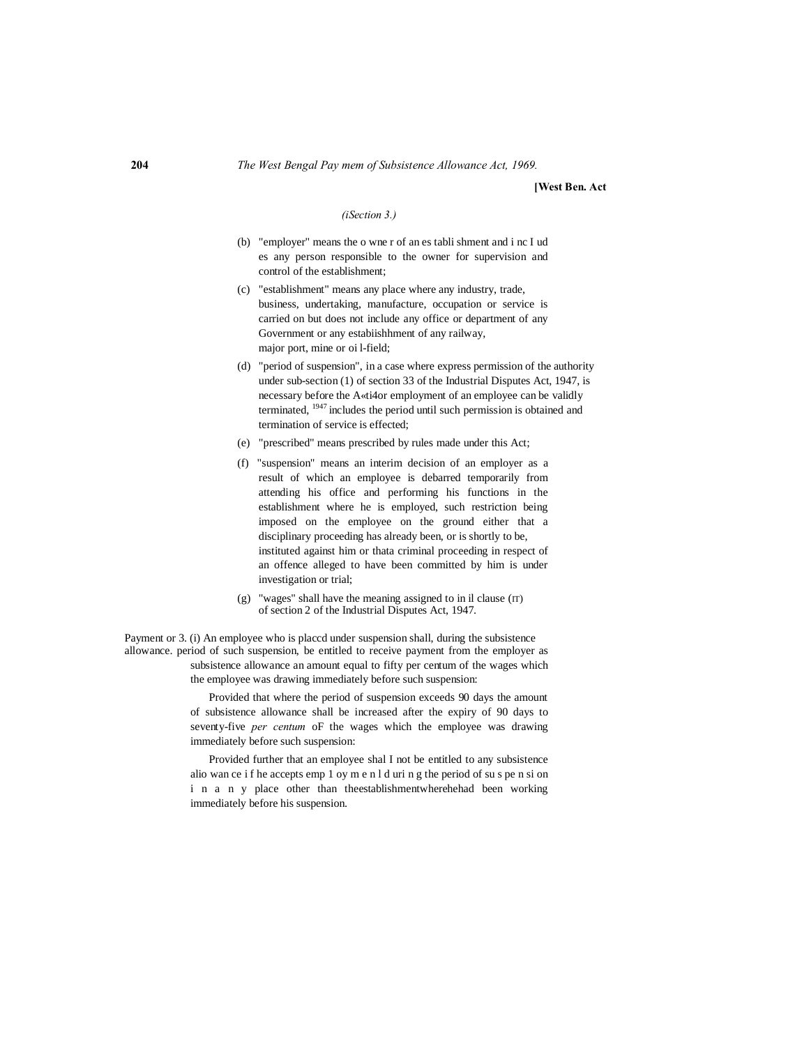(iSection 3.)

(b) "employer" means the o wne r of an es tabli shment and i nc I ud es any person responsible to the owner for supervision and control of the establishment;

(c) "establishment" means any place where any industry, trade, business, undertaking, manufacture, occupation or service is carried on but does not include any office or department of any Government or any estabiishhment of any railway, major port, mine or oi l-field;

(d) "period of suspension", in a case where express permission of the authority under sub-section (1) of section 33 of the Industrial Disputes Act, 1947, is necessary before the A«ti4or employment of an employee can be validly terminated, [1947] includes the period until such permission is obtained and termination of service is effected;

(e) "prescribed" means prescribed by rules made under this Act;

(f) "suspension" means an interim decision of an employer as a result of which an employee is debarred temporarily from attending his office and performing his functions in the establishment where he is employed, such restriction being imposed on the employee on the ground either that a disciplinary proceeding has already been, or is shortly to be, instituted against him or thata criminal proceeding in respect of an offence alleged to have been committed by him is under investigation or trial;

(g) "wages" shall have the meaning assigned to in il clause (rr) of section 2 of the Industrial Disputes Act, 1947.

Payment or allowance.

3. (i) An employee who is placcd under suspension shall, during the subsistence period of such suspension, be entitled to receive payment from the employer as subsistence allowance an amount equal to fifty per centum of the wages which the employee was drawing immediately before such suspension:

Provided that where the period of suspension exceeds 90 days the amount of subsistence allowance shall be increased after the expiry of 90 days to seventy-five *per centum* oF the wages which the employee was drawing immediately before such suspension:

Provided further that an employee shal I not be entitled to any subsistence alio wan ce i f he accepts emp 1 oy m e n l d uri n g the period of su s pe n si on i n a n y place other than theestablishmentwherehehad been working immediately before his suspension.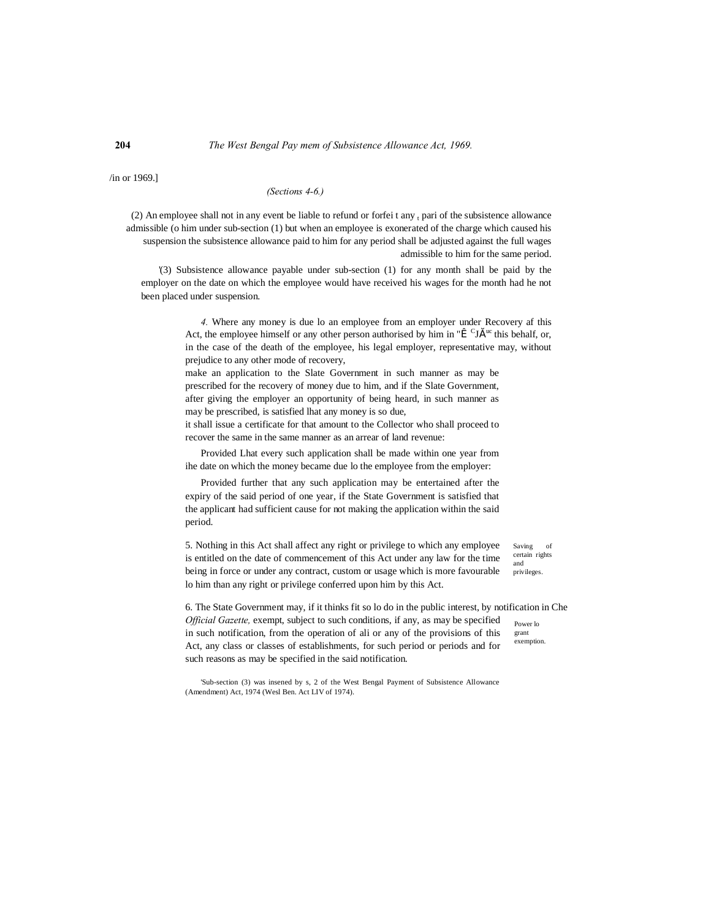/in or 1969.]

*(Sections 4-6.)*

(2) An employee shall not in any event be liable to refund or forfei t any pari of the subsistence allowance admissible (o him under sub-section (1) but when an employee is exonerated of the charge which caused his suspension the subsistence allowance paid to him for any period shall be adjusted against the full wages admissible to him for the same period.

'(3) Subsistence allowance payable under sub-section (1) for any month shall be paid by the employer on the date on which the employee would have received his wages for the month had he not been placed under suspension.

Recovery af this Act.

*4.* Where any money is due lo an employee from an employer under this Act, the employee himself or any other person authorised by him in "Ê CJĂuc this behalf, or, in the case of the death of the employee, his legal employer, representative may, without prejudice to any other mode of recovery, make an application to the Slate Government in such manner as may be prescribed for the recovery of money due to him, and if the Slate Government, after giving the employer an opportunity of being heard, in such manner as may be prescribed, is satisfied lhat any money is so due, it shall issue a certificate for that amount to the Collector who shall proceed to recover the same in the same manner as an arrear of land revenue:

Provided Lhat every such application shall be made within one year from ihe date on which the money became due lo the employee from the employer:

Provided further that any such application may be entertained after the expiry of the said period of one year, if the State Government is satisfied that the applicant had sufficient cause for not making the application within the said period.

Saving of certain rights and privileges.

5. Nothing in this Act shall affect any right or privilege to which any employee is entitled on the date of commencement of this Act under any law for the time being in force or under any contract, custom or usage which is more favourable lo him than any right or privilege conferred upon him by this Act.

Power lo grant exemption.

6. The State Government may, if it thinks fit so lo do in the public interest, by notification in Che *Official Gazette,* exempt, subject to such conditions, if any, as may be specified in such notification, from the operation of ali or any of the provisions of this Act, any class or classes of establishments, for such period or periods and for such reasons as may be specified in the said notification.

'Sub-section (3) was insened by s, 2 of the West Bengal Payment of Subsistence Allowance (Amendment) Act, 1974 (Wesl Ben. Act LIV of 1974).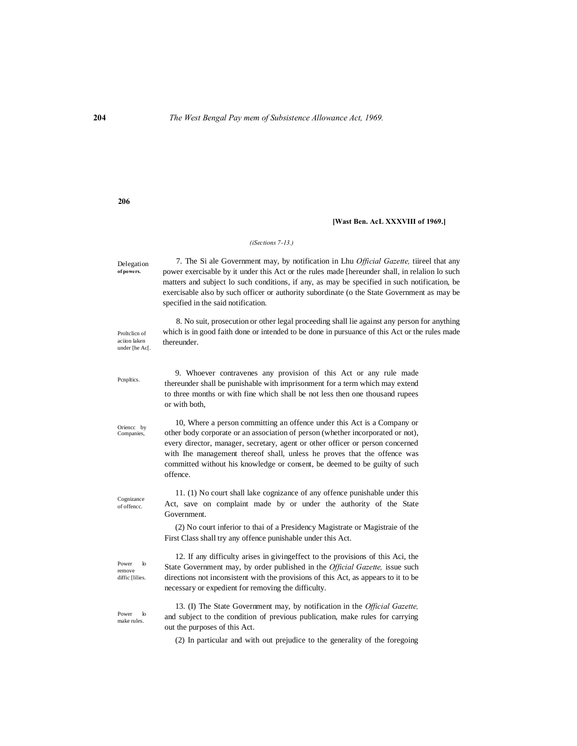**[Wast Ben. AcL XXXVIII of 1969.]**

*(iSections 7-13.)*

**Delegation of powers.**

7. The Si ale Government may, by notification in Lhu *Official Gazette,* tiireel that any power exercisable by it under this Act or the rules made [hereunder shall, in relalion lo such matters and subject lo such conditions, if any, as may be specified in such notification, be exercisable also by such officer or authority subordinate (o the State Government as may be specified in the said notification.

**Proltclicn of aciion laken under [he Ac[.**

8. No suit, prosecution or other legal proceeding shall lie against any person for anything which is in good faith done or intended to be done in pursuance of this Act or the rules made thereunder.

**Pcnpltics.**

9. Whoever contravenes any provision of this Act or any rule made thereunder shall be punishable with imprisonment for a term which may extend to three months or with fine which shall be not less then one thousand rupees or with both,

**Oriencc by Companies,**

10, Where a person committing an offence under this Act is a Company or other body corporate or an association of person (whether incorporated or not), every director, manager, secretary, agent or other officer or person concerned with Ihe management thereof shall, unless he proves that the offence was committed without his knowledge or consent, be deemed to be guilty of such offence.

**Cognizance of offencc.**

11. (1) No court shall lake cognizance of any offence punishable under this Act, save on complaint made by or under the authority of the State Government.

(2) No court inferior to thai of a Presidency Magistrate or Magistraie of the First Class shall try any offence punishable under this Act.

**Power lo remove diffic [lilies.**

12. If any difficulty arises in givingeffect to the provisions of this Aci, the State Government may, by order published in the *Official Gazette,* issue such directions not inconsistent with the provisions of this Act, as appears to it to be necessary or expedient for removing the difficulty.

**Power lo make rules.**

13. (I) The State Government may, by notification in the *Official Gazette,* and subject to the condition of previous publication, make rules for carrying out the purposes of this Act.

(2) In particular and with out prejudice to the generality of the foregoing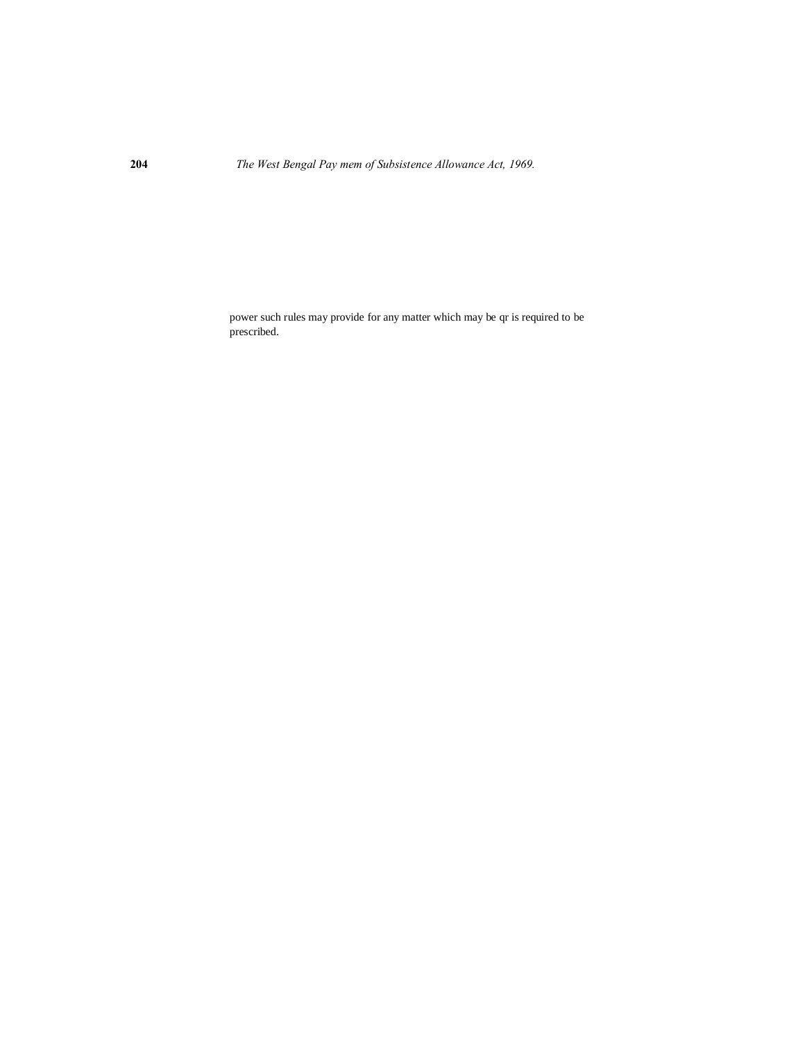power such rules may provide for any matter which may be qr is required to be prescribed.